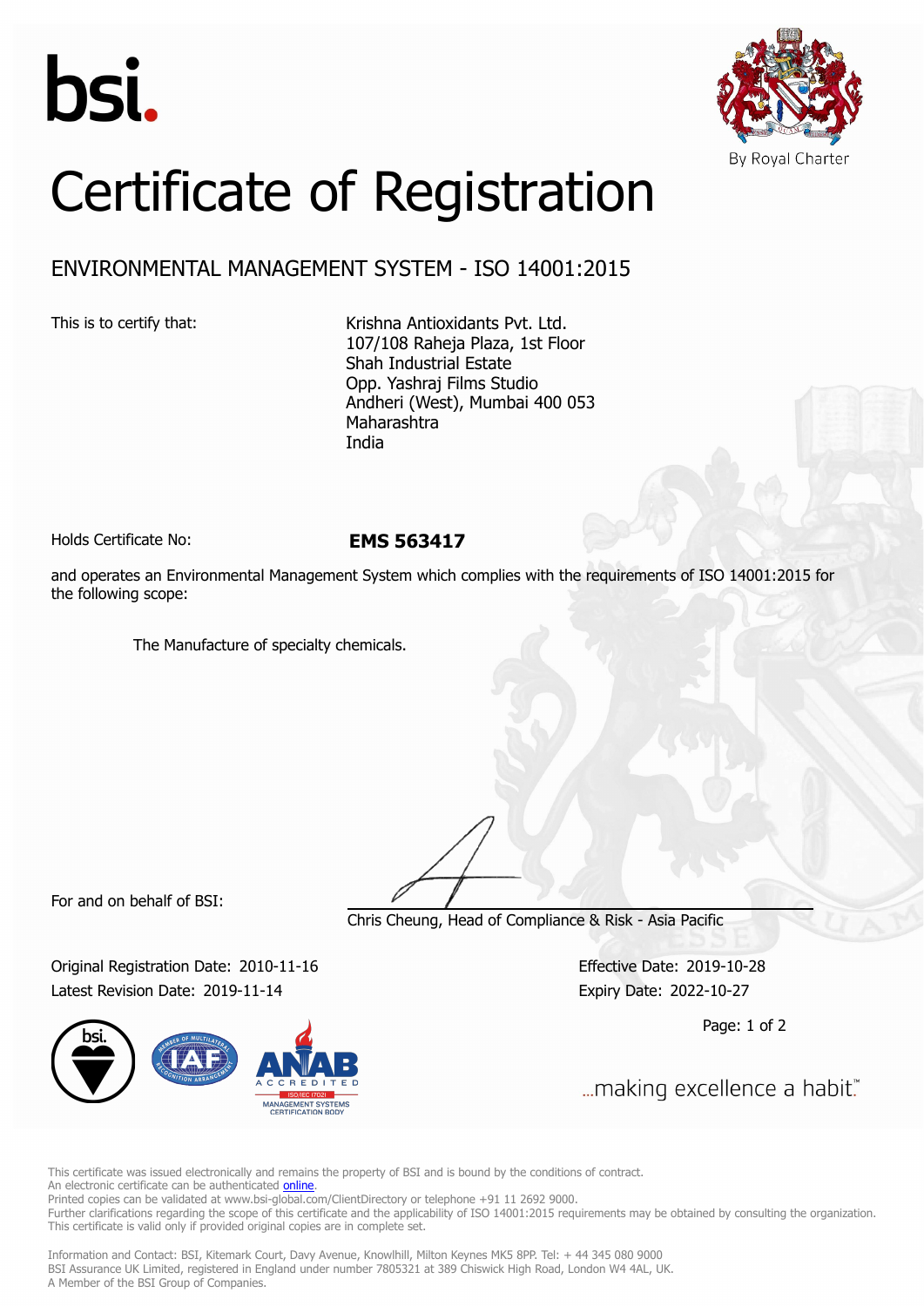bsi.

By Royal Charter

# Certificate of Registration

## ENVIRONMENTAL MANAGEMENT SYSTEM - ISO 14001:2015

This is to certify that:

Krishna Antioxidants Pvt. Ltd.
107/108 Raheja Plaza, 1st Floor
Shah Industrial Estate
Opp. Yashraj Films Studio
Andheri (West), Mumbai 400 053
Maharashtra
India

Holds Certificate No: **EMS 563417**

and operates an Environmental Management System which complies with the requirements of ISO 14001:2015 for the following scope:

The Manufacture of specialty chemicals.

For and on behalf of BSI:

Chris Cheung, Head of Compliance & Risk - Asia Pacific

Original Registration Date: 2010-11-16
Latest Revision Date: 2019-11-14

Effective Date: 2019-10-28
Expiry Date: 2022-10-27

...making excellence a habit.™

This certificate was issued electronically and remains the property of BSI and is bound by the conditions of contract.
An electronic certificate can be authenticated online.
Printed copies can be validated at www.bsi-global.com/ClientDirectory or telephone +91 11 2692 9000.
Further clarifications regarding the scope of this certificate and the applicability of ISO 14001:2015 requirements may be obtained by consulting the organization.
This certificate is valid only if provided original copies are in complete set.

Information and Contact: BSI, Kitemark Court, Davy Avenue, Knowlhill, Milton Keynes MK5 8PP. Tel: + 44 345 080 9000
BSI Assurance UK Limited, registered in England under number 7805321 at 389 Chiswick High Road, London W4 4AL, UK.
A Member of the BSI Group of Companies.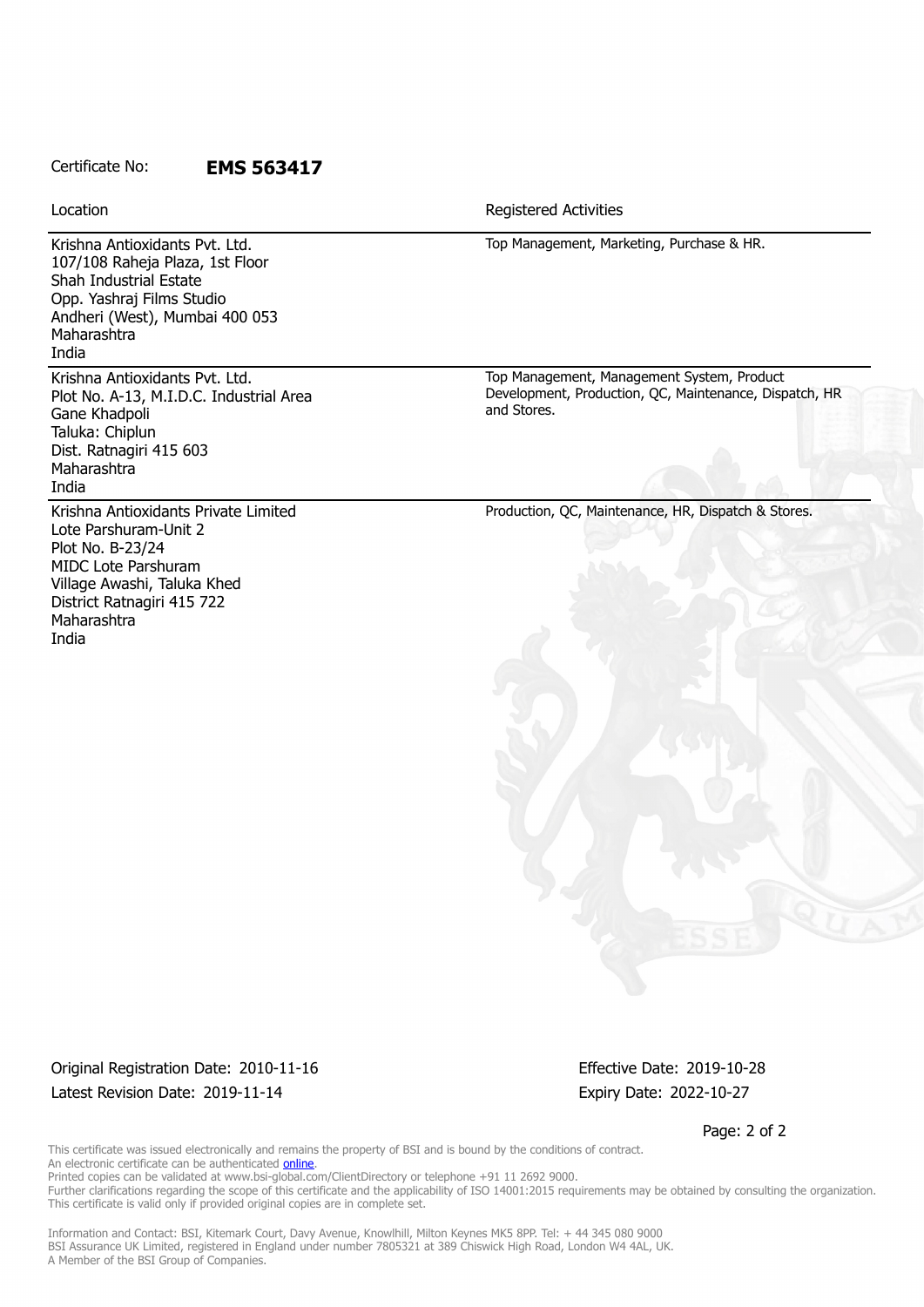Certificate No: **EMS 563417**

| Location | Registered Activities |
| --- | --- |
| Krishna Antioxidants Pvt. Ltd.<br>107/108 Raheja Plaza, 1st Floor<br>Shah Industrial Estate<br>Opp. Yashraj Films Studio<br>Andheri (West), Mumbai 400 053<br>Maharashtra<br>India | Top Management, Marketing, Purchase & HR. |
| Krishna Antioxidants Pvt. Ltd.<br>Plot No. A-13, M.I.D.C. Industrial Area<br>Gane Khadpoli<br>Taluka: Chiplun<br>Dist. Ratnagiri 415 603<br>Maharashtra<br>India | Top Management, Management System, Product Development, Production, QC, Maintenance, Dispatch, HR and Stores. |
| Krishna Antioxidants Private Limited<br>Lote Parshuram-Unit 2<br>Plot No. B-23/24<br>MIDC Lote Parshuram<br>Village Awashi, Taluka Khed<br>District Ratnagiri 415 722<br>Maharashtra<br>India | Production, QC, Maintenance, HR, Dispatch & Stores. |

Original Registration Date: 2010-11-16

Latest Revision Date: 2019-11-14

Effective Date: 2019-10-28

Expiry Date: 2022-10-27

This certificate was issued electronically and remains the property of BSI and is bound by the conditions of contract.
An electronic certificate can be authenticated online.
Printed copies can be validated at www.bsi-global.com/ClientDirectory or telephone +91 11 2692 9000.
Further clarifications regarding the scope of this certificate and the applicability of ISO 14001:2015 requirements may be obtained by consulting the organization.
This certificate is valid only if provided original copies are in complete set.

Information and Contact: BSI, Kitemark Court, Davy Avenue, Knowlhill, Milton Keynes MK5 8PP. Tel: + 44 345 080 9000
BSI Assurance UK Limited, registered in England under number 7805321 at 389 Chiswick High Road, London W4 4AL, UK.
A Member of the BSI Group of Companies.